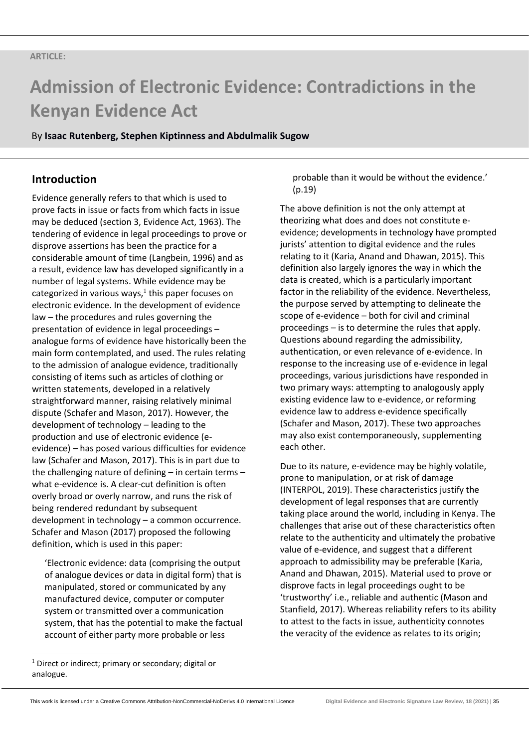ARTICLE:

# Admission of Electronic Evidence: Contradictions in the Kenyan Evidence Act

By **Isaac Rutenberg, Stephen Kiptinness and Abdulmalik Sugow**

## Introduction

Evidence generally refers to that which is used to prove facts in issue or facts from which facts in issue may be deduced (section 3, Evidence Act, 1963). The tendering of evidence in legal proceedings to prove or disprove assertions has been the practice for a considerable amount of time (Langbein, 1996) and as a result, evidence law has developed significantly in a number of legal systems. While evidence may be categorized in various ways,[1] this paper focuses on electronic evidence. In the development of evidence law – the procedures and rules governing the presentation of evidence in legal proceedings – analogue forms of evidence have historically been the main form contemplated, and used. The rules relating to the admission of analogue evidence, traditionally consisting of items such as articles of clothing or written statements, developed in a relatively straightforward manner, raising relatively minimal dispute (Schafer and Mason, 2017). However, the development of technology – leading to the production and use of electronic evidence (e-evidence) – has posed various difficulties for evidence law (Schafer and Mason, 2017). This is in part due to the challenging nature of defining – in certain terms – what e-evidence is. A clear-cut definition is often overly broad or overly narrow, and runs the risk of being rendered redundant by subsequent development in technology – a common occurrence. Schafer and Mason (2017) proposed the following definition, which is used in this paper:

> 'Electronic evidence: data (comprising the output of analogue devices or data in digital form) that is manipulated, stored or communicated by any manufactured device, computer or computer system or transmitted over a communication system, that has the potential to make the factual account of either party more probable or less probable than it would be without the evidence.' (p.19)

The above definition is not the only attempt at theorizing what does and does not constitute e-evidence; developments in technology have prompted jurists' attention to digital evidence and the rules relating to it (Karia, Anand and Dhawan, 2015). This definition also largely ignores the way in which the data is created, which is a particularly important factor in the reliability of the evidence. Nevertheless, the purpose served by attempting to delineate the scope of e-evidence – both for civil and criminal proceedings – is to determine the rules that apply. Questions abound regarding the admissibility, authentication, or even relevance of e-evidence. In response to the increasing use of e-evidence in legal proceedings, various jurisdictions have responded in two primary ways: attempting to analogously apply existing evidence law to e-evidence, or reforming evidence law to address e-evidence specifically (Schafer and Mason, 2017). These two approaches may also exist contemporaneously, supplementing each other.

Due to its nature, e-evidence may be highly volatile, prone to manipulation, or at risk of damage (INTERPOL, 2019). These characteristics justify the development of legal responses that are currently taking place around the world, including in Kenya. The challenges that arise out of these characteristics often relate to the authenticity and ultimately the probative value of e-evidence, and suggest that a different approach to admissibility may be preferable (Karia, Anand and Dhawan, 2015). Material used to prove or disprove facts in legal proceedings ought to be 'trustworthy' i.e., reliable and authentic (Mason and Stanfield, 2017). Whereas reliability refers to its ability to attest to the facts in issue, authenticity connotes the veracity of the evidence as relates to its origin;

[1] Direct or indirect; primary or secondary; digital or analogue.

This work is licensed under a Creative Commons Attribution-NonCommercial-NoDerivs 4.0 International Licence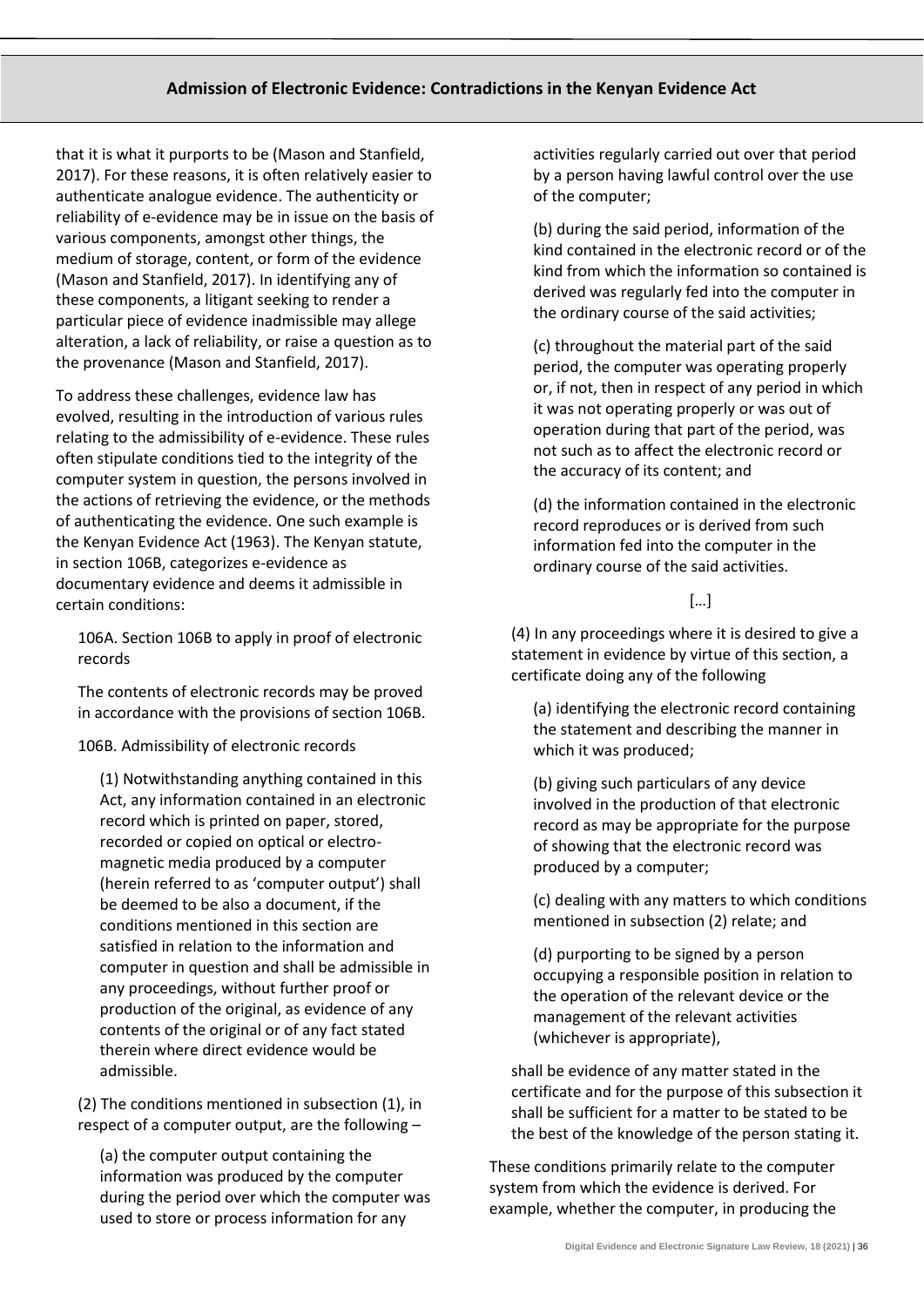that it is what it purports to be (Mason and Stanfield, 2017). For these reasons, it is often relatively easier to authenticate analogue evidence. The authenticity or reliability of e-evidence may be in issue on the basis of various components, amongst other things, the medium of storage, content, or form of the evidence (Mason and Stanfield, 2017). In identifying any of these components, a litigant seeking to render a particular piece of evidence inadmissible may allege alteration, a lack of reliability, or raise a question as to the provenance (Mason and Stanfield, 2017).

To address these challenges, evidence law has evolved, resulting in the introduction of various rules relating to the admissibility of e-evidence. These rules often stipulate conditions tied to the integrity of the computer system in question, the persons involved in the actions of retrieving the evidence, or the methods of authenticating the evidence. One such example is the Kenyan Evidence Act (1963). The Kenyan statute, in section 106B, categorizes e-evidence as documentary evidence and deems it admissible in certain conditions:

> 106A. Section 106B to apply in proof of electronic records
>
> The contents of electronic records may be proved in accordance with the provisions of section 106B.
>
> 106B. Admissibility of electronic records
>
> (1) Notwithstanding anything contained in this Act, any information contained in an electronic record which is printed on paper, stored, recorded or copied on optical or electro-magnetic media produced by a computer (herein referred to as 'computer output') shall be deemed to be also a document, if the conditions mentioned in this section are satisfied in relation to the information and computer in question and shall be admissible in any proceedings, without further proof or production of the original, as evidence of any contents of the original or of any fact stated therein where direct evidence would be admissible.
>
> (2) The conditions mentioned in subsection (1), in respect of a computer output, are the following –
>
> (a) the computer output containing the information was produced by the computer during the period over which the computer was used to store or process information for any activities regularly carried out over that period by a person having lawful control over the use of the computer;
>
> (b) during the said period, information of the kind contained in the electronic record or of the kind from which the information so contained is derived was regularly fed into the computer in the ordinary course of the said activities;
>
> (c) throughout the material part of the said period, the computer was operating properly or, if not, then in respect of any period in which it was not operating properly or was out of operation during that part of the period, was not such as to affect the electronic record or the accuracy of its content; and
>
> (d) the information contained in the electronic record reproduces or is derived from such information fed into the computer in the ordinary course of the said activities.
>
> […]
>
> (4) In any proceedings where it is desired to give a statement in evidence by virtue of this section, a certificate doing any of the following
>
> (a) identifying the electronic record containing the statement and describing the manner in which it was produced;
>
> (b) giving such particulars of any device involved in the production of that electronic record as may be appropriate for the purpose of showing that the electronic record was produced by a computer;
>
> (c) dealing with any matters to which conditions mentioned in subsection (2) relate; and
>
> (d) purporting to be signed by a person occupying a responsible position in relation to the operation of the relevant device or the management of the relevant activities (whichever is appropriate),
>
> shall be evidence of any matter stated in the certificate and for the purpose of this subsection it shall be sufficient for a matter to be stated to be the best of the knowledge of the person stating it.

These conditions primarily relate to the computer system from which the evidence is derived. For example, whether the computer, in producing the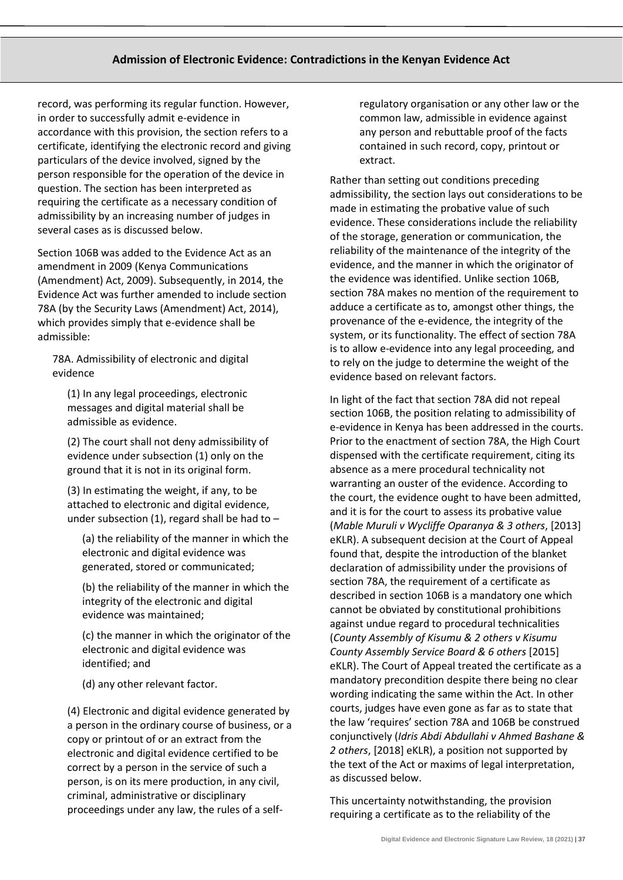record, was performing its regular function. However, in order to successfully admit e-evidence in accordance with this provision, the section refers to a certificate, identifying the electronic record and giving particulars of the device involved, signed by the person responsible for the operation of the device in question. The section has been interpreted as requiring the certificate as a necessary condition of admissibility by an increasing number of judges in several cases as is discussed below.

Section 106B was added to the Evidence Act as an amendment in 2009 (Kenya Communications (Amendment) Act, 2009). Subsequently, in 2014, the Evidence Act was further amended to include section 78A (by the Security Laws (Amendment) Act, 2014), which provides simply that e-evidence shall be admissible:

> 78A. Admissibility of electronic and digital evidence
>
> (1) In any legal proceedings, electronic messages and digital material shall be admissible as evidence.
>
> (2) The court shall not deny admissibility of evidence under subsection (1) only on the ground that it is not in its original form.
>
> (3) In estimating the weight, if any, to be attached to electronic and digital evidence, under subsection (1), regard shall be had to –
>
> (a) the reliability of the manner in which the electronic and digital evidence was generated, stored or communicated;
>
> (b) the reliability of the manner in which the integrity of the electronic and digital evidence was maintained;
>
> (c) the manner in which the originator of the electronic and digital evidence was identified; and
>
> (d) any other relevant factor.
>
> (4) Electronic and digital evidence generated by a person in the ordinary course of business, or a copy or printout of or an extract from the electronic and digital evidence certified to be correct by a person in the service of such a person, is on its mere production, in any civil, criminal, administrative or disciplinary proceedings under any law, the rules of a self-regulatory organisation or any other law or the common law, admissible in evidence against any person and rebuttable proof of the facts contained in such record, copy, printout or extract.

Rather than setting out conditions preceding admissibility, the section lays out considerations to be made in estimating the probative value of such evidence. These considerations include the reliability of the storage, generation or communication, the reliability of the maintenance of the integrity of the evidence, and the manner in which the originator of the evidence was identified. Unlike section 106B, section 78A makes no mention of the requirement to adduce a certificate as to, amongst other things, the provenance of the e-evidence, the integrity of the system, or its functionality. The effect of section 78A is to allow e-evidence into any legal proceeding, and to rely on the judge to determine the weight of the evidence based on relevant factors.

In light of the fact that section 78A did not repeal section 106B, the position relating to admissibility of e-evidence in Kenya has been addressed in the courts. Prior to the enactment of section 78A, the High Court dispensed with the certificate requirement, citing its absence as a mere procedural technicality not warranting an ouster of the evidence. According to the court, the evidence ought to have been admitted, and it is for the court to assess its probative value (*Mable Muruli v Wycliffe Oparanya & 3 others*, [2013] eKLR). A subsequent decision at the Court of Appeal found that, despite the introduction of the blanket declaration of admissibility under the provisions of section 78A, the requirement of a certificate as described in section 106B is a mandatory one which cannot be obviated by constitutional prohibitions against undue regard to procedural technicalities (*County Assembly of Kisumu & 2 others v Kisumu County Assembly Service Board & 6 others* [2015] eKLR). The Court of Appeal treated the certificate as a mandatory precondition despite there being no clear wording indicating the same within the Act. In other courts, judges have even gone as far as to state that the law 'requires' section 78A and 106B be construed conjunctively (*Idris Abdi Abdullahi v Ahmed Bashane & 2 others*, [2018] eKLR), a position not supported by the text of the Act or maxims of legal interpretation, as discussed below.

This uncertainty notwithstanding, the provision requiring a certificate as to the reliability of the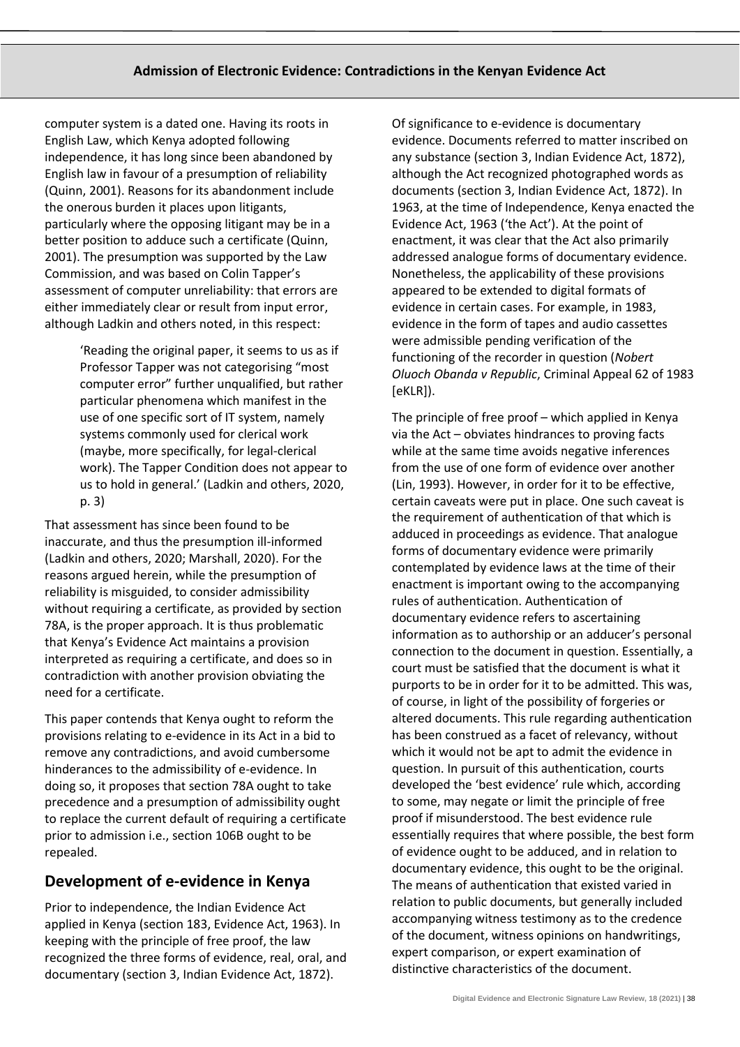computer system is a dated one. Having its roots in English Law, which Kenya adopted following independence, it has long since been abandoned by English law in favour of a presumption of reliability (Quinn, 2001). Reasons for its abandonment include the onerous burden it places upon litigants, particularly where the opposing litigant may be in a better position to adduce such a certificate (Quinn, 2001). The presumption was supported by the Law Commission, and was based on Colin Tapper's assessment of computer unreliability: that errors are either immediately clear or result from input error, although Ladkin and others noted, in this respect:

> 'Reading the original paper, it seems to us as if Professor Tapper was not categorising "most computer error" further unqualified, but rather particular phenomena which manifest in the use of one specific sort of IT system, namely systems commonly used for clerical work (maybe, more specifically, for legal-clerical work). The Tapper Condition does not appear to us to hold in general.' (Ladkin and others, 2020, p. 3)

That assessment has since been found to be inaccurate, and thus the presumption ill-informed (Ladkin and others, 2020; Marshall, 2020). For the reasons argued herein, while the presumption of reliability is misguided, to consider admissibility without requiring a certificate, as provided by section 78A, is the proper approach. It is thus problematic that Kenya's Evidence Act maintains a provision interpreted as requiring a certificate, and does so in contradiction with another provision obviating the need for a certificate.

This paper contends that Kenya ought to reform the provisions relating to e-evidence in its Act in a bid to remove any contradictions, and avoid cumbersome hinderances to the admissibility of e-evidence. In doing so, it proposes that section 78A ought to take precedence and a presumption of admissibility ought to replace the current default of requiring a certificate prior to admission i.e., section 106B ought to be repealed.

## Development of e-evidence in Kenya

Prior to independence, the Indian Evidence Act applied in Kenya (section 183, Evidence Act, 1963). In keeping with the principle of free proof, the law recognized the three forms of evidence, real, oral, and documentary (section 3, Indian Evidence Act, 1872).

Of significance to e-evidence is documentary evidence. Documents referred to matter inscribed on any substance (section 3, Indian Evidence Act, 1872), although the Act recognized photographed words as documents (section 3, Indian Evidence Act, 1872). In 1963, at the time of Independence, Kenya enacted the Evidence Act, 1963 ('the Act'). At the point of enactment, it was clear that the Act also primarily addressed analogue forms of documentary evidence. Nonetheless, the applicability of these provisions appeared to be extended to digital formats of evidence in certain cases. For example, in 1983, evidence in the form of tapes and audio cassettes were admissible pending verification of the functioning of the recorder in question (*Nobert Oluoch Obanda v Republic*, Criminal Appeal 62 of 1983 [eKLR]).

The principle of free proof – which applied in Kenya via the Act – obviates hindrances to proving facts while at the same time avoids negative inferences from the use of one form of evidence over another (Lin, 1993). However, in order for it to be effective, certain caveats were put in place. One such caveat is the requirement of authentication of that which is adduced in proceedings as evidence. That analogue forms of documentary evidence were primarily contemplated by evidence laws at the time of their enactment is important owing to the accompanying rules of authentication. Authentication of documentary evidence refers to ascertaining information as to authorship or an adducer's personal connection to the document in question. Essentially, a court must be satisfied that the document is what it purports to be in order for it to be admitted. This was, of course, in light of the possibility of forgeries or altered documents. This rule regarding authentication has been construed as a facet of relevancy, without which it would not be apt to admit the evidence in question. In pursuit of this authentication, courts developed the 'best evidence' rule which, according to some, may negate or limit the principle of free proof if misunderstood. The best evidence rule essentially requires that where possible, the best form of evidence ought to be adduced, and in relation to documentary evidence, this ought to be the original. The means of authentication that existed varied in relation to public documents, but generally included accompanying witness testimony as to the credence of the document, witness opinions on handwritings, expert comparison, or expert examination of distinctive characteristics of the document.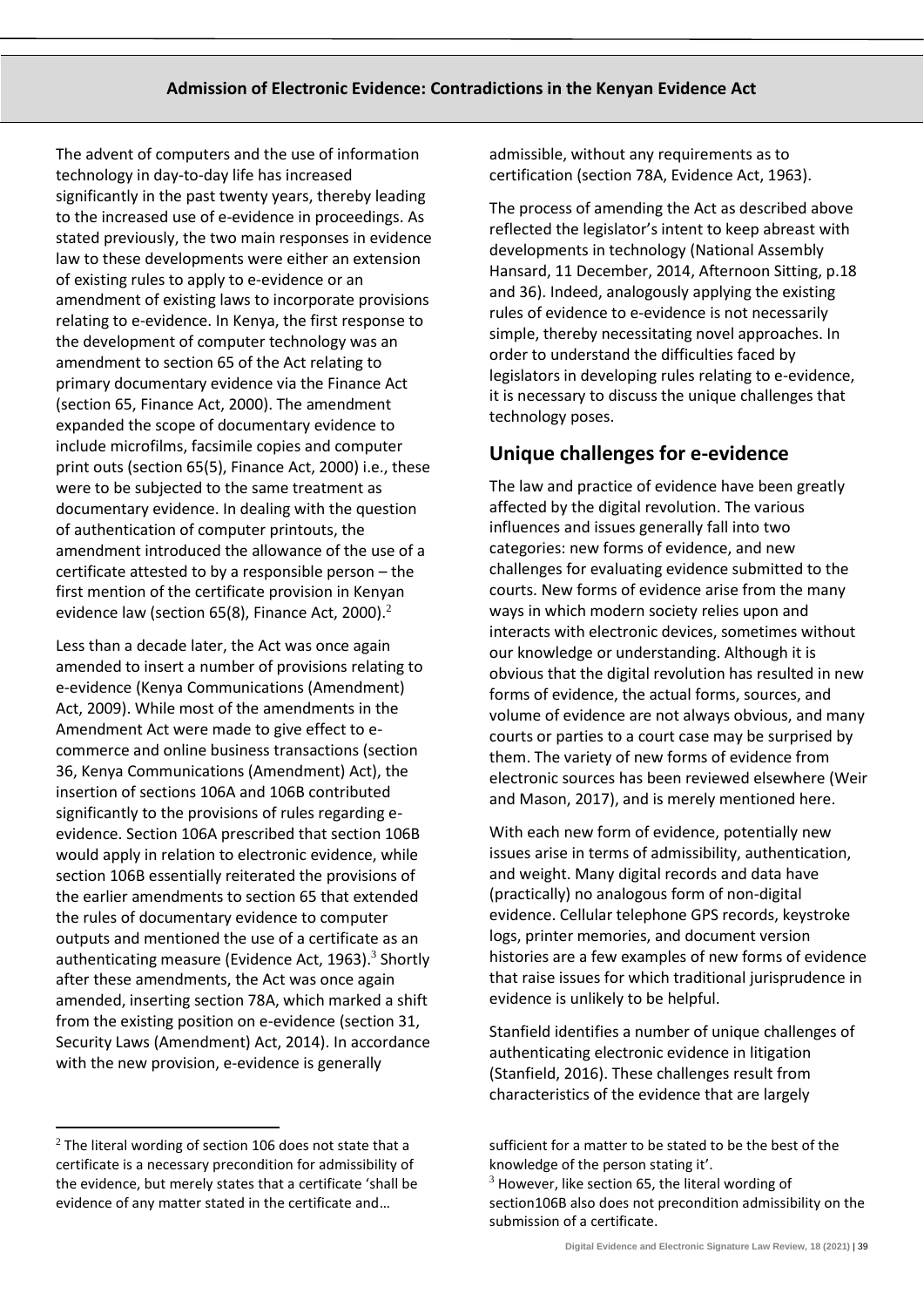The advent of computers and the use of information technology in day-to-day life has increased significantly in the past twenty years, thereby leading to the increased use of e-evidence in proceedings. As stated previously, the two main responses in evidence law to these developments were either an extension of existing rules to apply to e-evidence or an amendment of existing laws to incorporate provisions relating to e-evidence. In Kenya, the first response to the development of computer technology was an amendment to section 65 of the Act relating to primary documentary evidence via the Finance Act (section 65, Finance Act, 2000). The amendment expanded the scope of documentary evidence to include microfilms, facsimile copies and computer print outs (section 65(5), Finance Act, 2000) i.e., these were to be subjected to the same treatment as documentary evidence. In dealing with the question of authentication of computer printouts, the amendment introduced the allowance of the use of a certificate attested to by a responsible person – the first mention of the certificate provision in Kenyan evidence law (section 65(8), Finance Act, 2000).[2]

Less than a decade later, the Act was once again amended to insert a number of provisions relating to e-evidence (Kenya Communications (Amendment) Act, 2009). While most of the amendments in the Amendment Act were made to give effect to e-commerce and online business transactions (section 36, Kenya Communications (Amendment) Act), the insertion of sections 106A and 106B contributed significantly to the provisions of rules regarding e-evidence. Section 106A prescribed that section 106B would apply in relation to electronic evidence, while section 106B essentially reiterated the provisions of the earlier amendments to section 65 that extended the rules of documentary evidence to computer outputs and mentioned the use of a certificate as an authenticating measure (Evidence Act, 1963).[3] Shortly after these amendments, the Act was once again amended, inserting section 78A, which marked a shift from the existing position on e-evidence (section 31, Security Laws (Amendment) Act, 2014). In accordance with the new provision, e-evidence is generally admissible, without any requirements as to certification (section 78A, Evidence Act, 1963).

The process of amending the Act as described above reflected the legislator's intent to keep abreast with developments in technology (National Assembly Hansard, 11 December, 2014, Afternoon Sitting, p.18 and 36). Indeed, analogously applying the existing rules of evidence to e-evidence is not necessarily simple, thereby necessitating novel approaches. In order to understand the difficulties faced by legislators in developing rules relating to e-evidence, it is necessary to discuss the unique challenges that technology poses.

## Unique challenges for e-evidence

The law and practice of evidence have been greatly affected by the digital revolution. The various influences and issues generally fall into two categories: new forms of evidence, and new challenges for evaluating evidence submitted to the courts. New forms of evidence arise from the many ways in which modern society relies upon and interacts with electronic devices, sometimes without our knowledge or understanding. Although it is obvious that the digital revolution has resulted in new forms of evidence, the actual forms, sources, and volume of evidence are not always obvious, and many courts or parties to a court case may be surprised by them. The variety of new forms of evidence from electronic sources has been reviewed elsewhere (Weir and Mason, 2017), and is merely mentioned here.

With each new form of evidence, potentially new issues arise in terms of admissibility, authentication, and weight. Many digital records and data have (practically) no analogous form of non-digital evidence. Cellular telephone GPS records, keystroke logs, printer memories, and document version histories are a few examples of new forms of evidence that raise issues for which traditional jurisprudence in evidence is unlikely to be helpful.

Stanfield identifies a number of unique challenges of authenticating electronic evidence in litigation (Stanfield, 2016). These challenges result from characteristics of the evidence that are largely

---

[2] The literal wording of section 106 does not state that a certificate is a necessary precondition for admissibility of the evidence, but merely states that a certificate 'shall be evidence of any matter stated in the certificate and… sufficient for a matter to be stated to be the best of the knowledge of the person stating it'.

[3] However, like section 65, the literal wording of section106B also does not precondition admissibility on the submission of a certificate.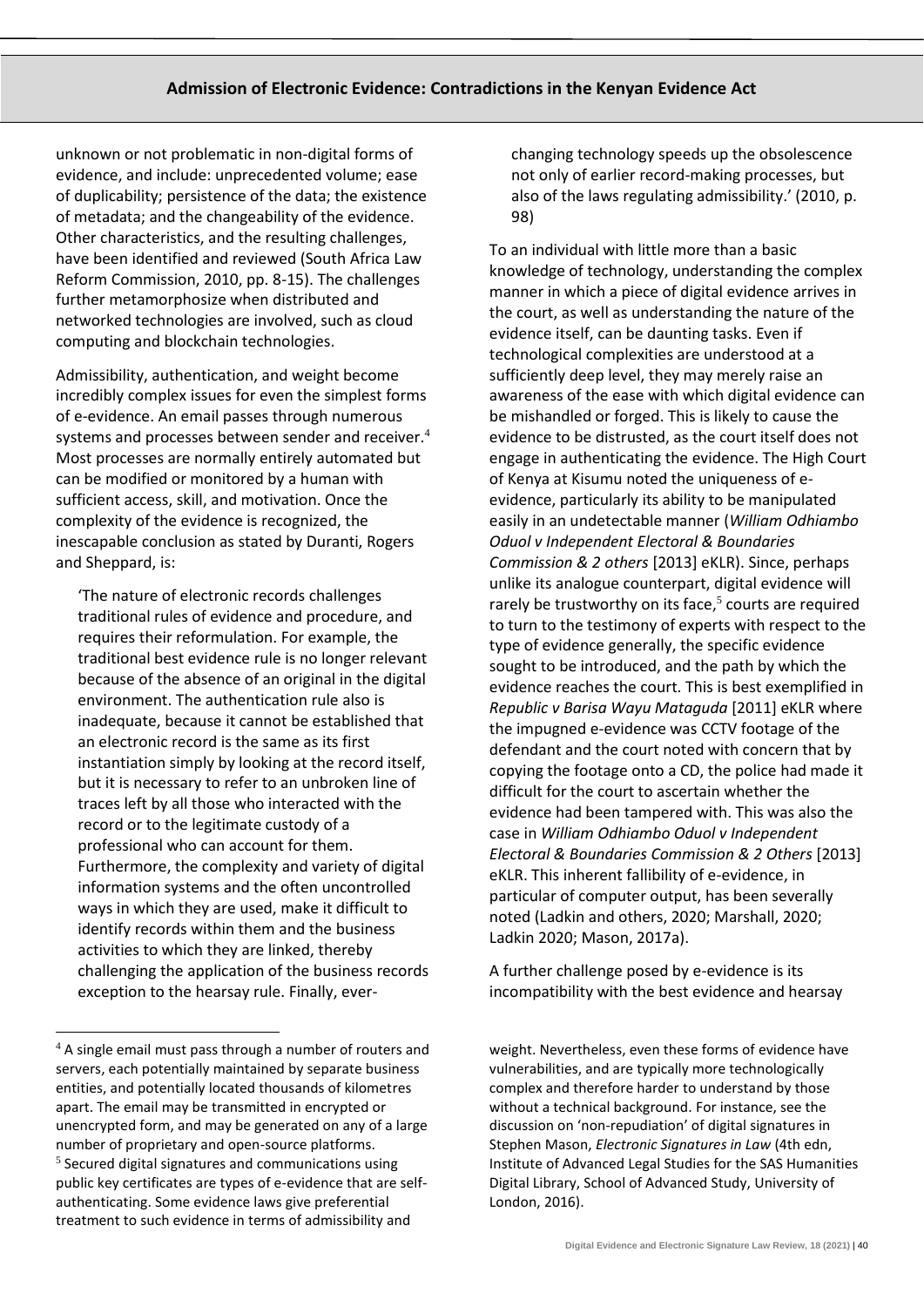unknown or not problematic in non-digital forms of evidence, and include: unprecedented volume; ease of duplicability; persistence of the data; the existence of metadata; and the changeability of the evidence. Other characteristics, and the resulting challenges, have been identified and reviewed (South Africa Law Reform Commission, 2010, pp. 8-15). The challenges further metamorphosize when distributed and networked technologies are involved, such as cloud computing and blockchain technologies.

Admissibility, authentication, and weight become incredibly complex issues for even the simplest forms of e-evidence. An email passes through numerous systems and processes between sender and receiver.[4] Most processes are normally entirely automated but can be modified or monitored by a human with sufficient access, skill, and motivation. Once the complexity of the evidence is recognized, the inescapable conclusion as stated by Duranti, Rogers and Sheppard, is:

> 'The nature of electronic records challenges traditional rules of evidence and procedure, and requires their reformulation. For example, the traditional best evidence rule is no longer relevant because of the absence of an original in the digital environment. The authentication rule also is inadequate, because it cannot be established that an electronic record is the same as its first instantiation simply by looking at the record itself, but it is necessary to refer to an unbroken line of traces left by all those who interacted with the record or to the legitimate custody of a professional who can account for them. Furthermore, the complexity and variety of digital information systems and the often uncontrolled ways in which they are used, make it difficult to identify records within them and the business activities to which they are linked, thereby challenging the application of the business records exception to the hearsay rule. Finally, ever-changing technology speeds up the obsolescence not only of earlier record-making processes, but also of the laws regulating admissibility.' (2010, p. 98)

To an individual with little more than a basic knowledge of technology, understanding the complex manner in which a piece of digital evidence arrives in the court, as well as understanding the nature of the evidence itself, can be daunting tasks. Even if technological complexities are understood at a sufficiently deep level, they may merely raise an awareness of the ease with which digital evidence can be mishandled or forged. This is likely to cause the evidence to be distrusted, as the court itself does not engage in authenticating the evidence. The High Court of Kenya at Kisumu noted the uniqueness of e-evidence, particularly its ability to be manipulated easily in an undetectable manner (*William Odhiambo Oduol v Independent Electoral & Boundaries Commission & 2 others* [2013] eKLR). Since, perhaps unlike its analogue counterpart, digital evidence will rarely be trustworthy on its face,[5] courts are required to turn to the testimony of experts with respect to the type of evidence generally, the specific evidence sought to be introduced, and the path by which the evidence reaches the court. This is best exemplified in *Republic v Barisa Wayu Mataguda* [2011] eKLR where the impugned e-evidence was CCTV footage of the defendant and the court noted with concern that by copying the footage onto a CD, the police had made it difficult for the court to ascertain whether the evidence had been tampered with. This was also the case in *William Odhiambo Oduol v Independent Electoral & Boundaries Commission & 2 Others* [2013] eKLR. This inherent fallibility of e-evidence, in particular of computer output, has been severally noted (Ladkin and others, 2020; Marshall, 2020; Ladkin 2020; Mason, 2017a).

A further challenge posed by e-evidence is its incompatibility with the best evidence and hearsay

---

[4] A single email must pass through a number of routers and servers, each potentially maintained by separate business entities, and potentially located thousands of kilometres apart. The email may be transmitted in encrypted or unencrypted form, and may be generated on any of a large number of proprietary and open-source platforms.

[5] Secured digital signatures and communications using public key certificates are types of e-evidence that are self-authenticating. Some evidence laws give preferential treatment to such evidence in terms of admissibility and weight. Nevertheless, even these forms of evidence have vulnerabilities, and are typically more technologically complex and therefore harder to understand by those without a technical background. For instance, see the discussion on 'non-repudiation' of digital signatures in Stephen Mason, *Electronic Signatures in Law* (4th edn, Institute of Advanced Legal Studies for the SAS Humanities Digital Library, School of Advanced Study, University of London, 2016).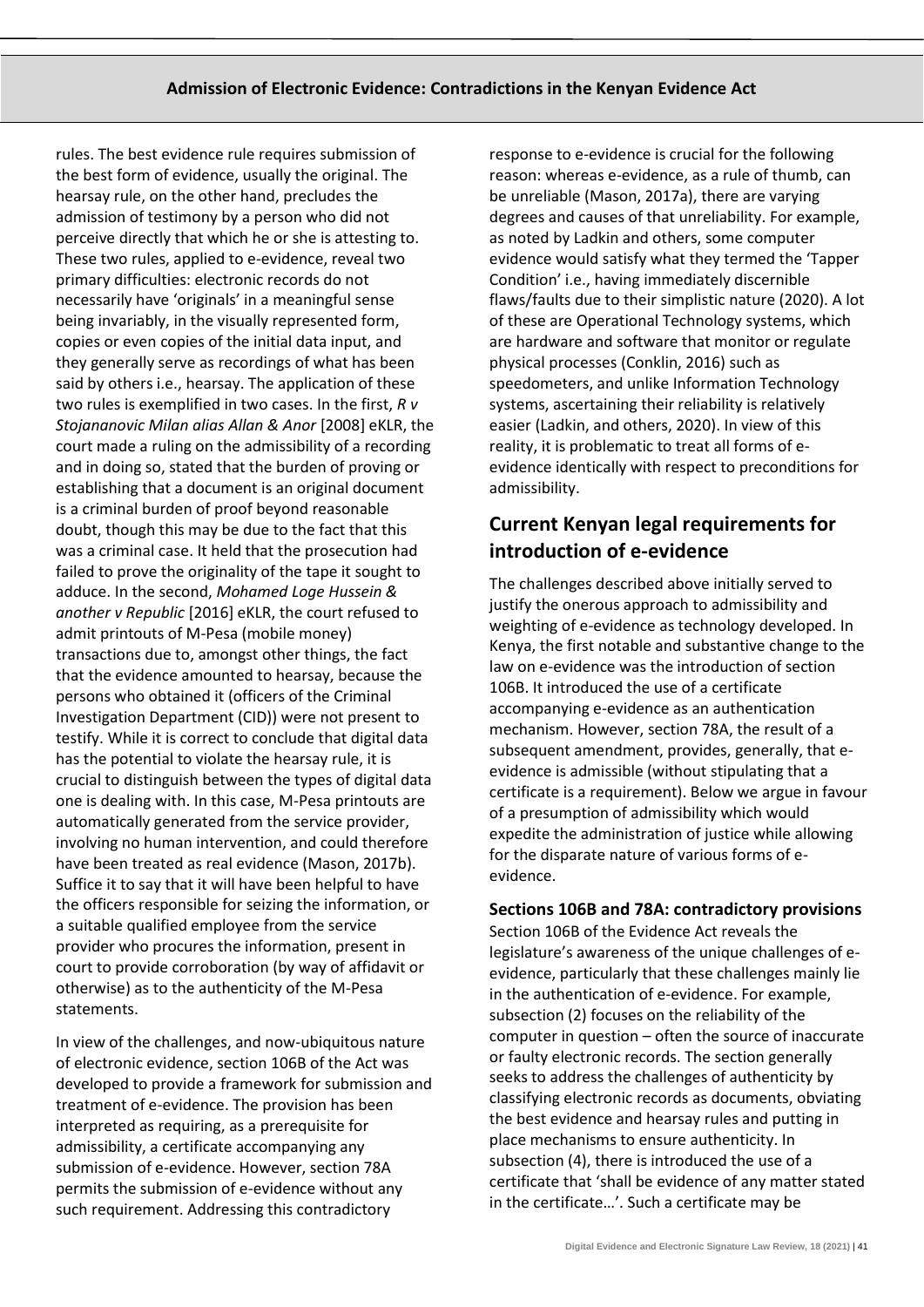rules. The best evidence rule requires submission of the best form of evidence, usually the original. The hearsay rule, on the other hand, precludes the admission of testimony by a person who did not perceive directly that which he or she is attesting to. These two rules, applied to e-evidence, reveal two primary difficulties: electronic records do not necessarily have 'originals' in a meaningful sense being invariably, in the visually represented form, copies or even copies of the initial data input, and they generally serve as recordings of what has been said by others i.e., hearsay. The application of these two rules is exemplified in two cases. In the first, *R v Stojananovic Milan alias Allan & Anor* [2008] eKLR, the court made a ruling on the admissibility of a recording and in doing so, stated that the burden of proving or establishing that a document is an original document is a criminal burden of proof beyond reasonable doubt, though this may be due to the fact that this was a criminal case. It held that the prosecution had failed to prove the originality of the tape it sought to adduce. In the second, *Mohamed Loge Hussein & another v Republic* [2016] eKLR, the court refused to admit printouts of M-Pesa (mobile money) transactions due to, amongst other things, the fact that the evidence amounted to hearsay, because the persons who obtained it (officers of the Criminal Investigation Department (CID)) were not present to testify. While it is correct to conclude that digital data has the potential to violate the hearsay rule, it is crucial to distinguish between the types of digital data one is dealing with. In this case, M-Pesa printouts are automatically generated from the service provider, involving no human intervention, and could therefore have been treated as real evidence (Mason, 2017b). Suffice it to say that it will have been helpful to have the officers responsible for seizing the information, or a suitable qualified employee from the service provider who procures the information, present in court to provide corroboration (by way of affidavit or otherwise) as to the authenticity of the M-Pesa statements.

In view of the challenges, and now-ubiquitous nature of electronic evidence, section 106B of the Act was developed to provide a framework for submission and treatment of e-evidence. The provision has been interpreted as requiring, as a prerequisite for admissibility, a certificate accompanying any submission of e-evidence. However, section 78A permits the submission of e-evidence without any such requirement. Addressing this contradictory response to e-evidence is crucial for the following reason: whereas e-evidence, as a rule of thumb, can be unreliable (Mason, 2017a), there are varying degrees and causes of that unreliability. For example, as noted by Ladkin and others, some computer evidence would satisfy what they termed the 'Tapper Condition' i.e., having immediately discernible flaws/faults due to their simplistic nature (2020). A lot of these are Operational Technology systems, which are hardware and software that monitor or regulate physical processes (Conklin, 2016) such as speedometers, and unlike Information Technology systems, ascertaining their reliability is relatively easier (Ladkin, and others, 2020). In view of this reality, it is problematic to treat all forms of e-evidence identically with respect to preconditions for admissibility.

## Current Kenyan legal requirements for introduction of e-evidence

The challenges described above initially served to justify the onerous approach to admissibility and weighting of e-evidence as technology developed. In Kenya, the first notable and substantive change to the law on e-evidence was the introduction of section 106B. It introduced the use of a certificate accompanying e-evidence as an authentication mechanism. However, section 78A, the result of a subsequent amendment, provides, generally, that e-evidence is admissible (without stipulating that a certificate is a requirement). Below we argue in favour of a presumption of admissibility which would expedite the administration of justice while allowing for the disparate nature of various forms of e-evidence.

### Sections 106B and 78A: contradictory provisions

Section 106B of the Evidence Act reveals the legislature's awareness of the unique challenges of e-evidence, particularly that these challenges mainly lie in the authentication of e-evidence. For example, subsection (2) focuses on the reliability of the computer in question – often the source of inaccurate or faulty electronic records. The section generally seeks to address the challenges of authenticity by classifying electronic records as documents, obviating the best evidence and hearsay rules and putting in place mechanisms to ensure authenticity. In subsection (4), there is introduced the use of a certificate that 'shall be evidence of any matter stated in the certificate…'. Such a certificate may be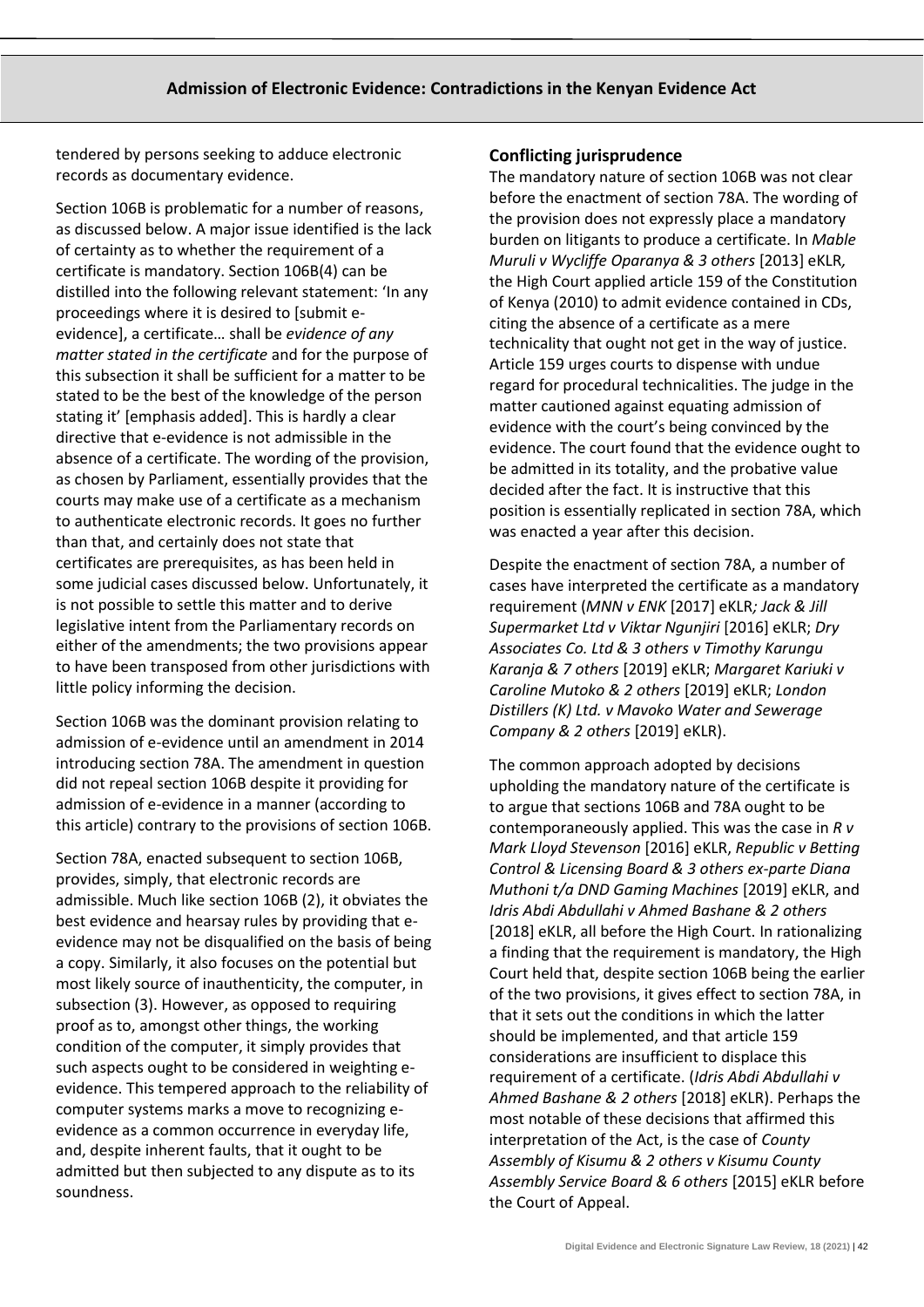tendered by persons seeking to adduce electronic records as documentary evidence.

Section 106B is problematic for a number of reasons, as discussed below. A major issue identified is the lack of certainty as to whether the requirement of a certificate is mandatory. Section 106B(4) can be distilled into the following relevant statement: 'In any proceedings where it is desired to [submit e-evidence], a certificate… shall be *evidence of any matter stated in the certificate* and for the purpose of this subsection it shall be sufficient for a matter to be stated to be the best of the knowledge of the person stating it' [emphasis added]. This is hardly a clear directive that e-evidence is not admissible in the absence of a certificate. The wording of the provision, as chosen by Parliament, essentially provides that the courts may make use of a certificate as a mechanism to authenticate electronic records. It goes no further than that, and certainly does not state that certificates are prerequisites, as has been held in some judicial cases discussed below. Unfortunately, it is not possible to settle this matter and to derive legislative intent from the Parliamentary records on either of the amendments; the two provisions appear to have been transposed from other jurisdictions with little policy informing the decision.

Section 106B was the dominant provision relating to admission of e-evidence until an amendment in 2014 introducing section 78A. The amendment in question did not repeal section 106B despite it providing for admission of e-evidence in a manner (according to this article) contrary to the provisions of section 106B.

Section 78A, enacted subsequent to section 106B, provides, simply, that electronic records are admissible. Much like section 106B (2), it obviates the best evidence and hearsay rules by providing that e-evidence may not be disqualified on the basis of being a copy. Similarly, it also focuses on the potential but most likely source of inauthenticity, the computer, in subsection (3). However, as opposed to requiring proof as to, amongst other things, the working condition of the computer, it simply provides that such aspects ought to be considered in weighting e-evidence. This tempered approach to the reliability of computer systems marks a move to recognizing e-evidence as a common occurrence in everyday life, and, despite inherent faults, that it ought to be admitted but then subjected to any dispute as to its soundness.

### Conflicting jurisprudence

The mandatory nature of section 106B was not clear before the enactment of section 78A. The wording of the provision does not expressly place a mandatory burden on litigants to produce a certificate. In *Mable Muruli v Wycliffe Oparanya & 3 others* [2013] eKLR*,* the High Court applied article 159 of the Constitution of Kenya (2010) to admit evidence contained in CDs, citing the absence of a certificate as a mere technicality that ought not get in the way of justice. Article 159 urges courts to dispense with undue regard for procedural technicalities. The judge in the matter cautioned against equating admission of evidence with the court's being convinced by the evidence. The court found that the evidence ought to be admitted in its totality, and the probative value decided after the fact. It is instructive that this position is essentially replicated in section 78A, which was enacted a year after this decision.

Despite the enactment of section 78A, a number of cases have interpreted the certificate as a mandatory requirement (*MNN v ENK* [2017] eKLR*; Jack & Jill Supermarket Ltd v Viktar Ngunjiri* [2016] eKLR; *Dry Associates Co. Ltd & 3 others v Timothy Karungu Karanja & 7 others* [2019] eKLR; *Margaret Kariuki v Caroline Mutoko & 2 others* [2019] eKLR; *London Distillers (K) Ltd. v Mavoko Water and Sewerage Company & 2 others* [2019] eKLR).

The common approach adopted by decisions upholding the mandatory nature of the certificate is to argue that sections 106B and 78A ought to be contemporaneously applied. This was the case in *R v Mark Lloyd Stevenson* [2016] eKLR, *Republic v Betting Control & Licensing Board & 3 others ex-parte Diana Muthoni t/a DND Gaming Machines* [2019] eKLR, and *Idris Abdi Abdullahi v Ahmed Bashane & 2 others* [2018] eKLR, all before the High Court. In rationalizing a finding that the requirement is mandatory, the High Court held that, despite section 106B being the earlier of the two provisions, it gives effect to section 78A, in that it sets out the conditions in which the latter should be implemented, and that article 159 considerations are insufficient to displace this requirement of a certificate. (*Idris Abdi Abdullahi v Ahmed Bashane & 2 others* [2018] eKLR). Perhaps the most notable of these decisions that affirmed this interpretation of the Act, is the case of *County Assembly of Kisumu & 2 others v Kisumu County Assembly Service Board & 6 others* [2015] eKLR before the Court of Appeal.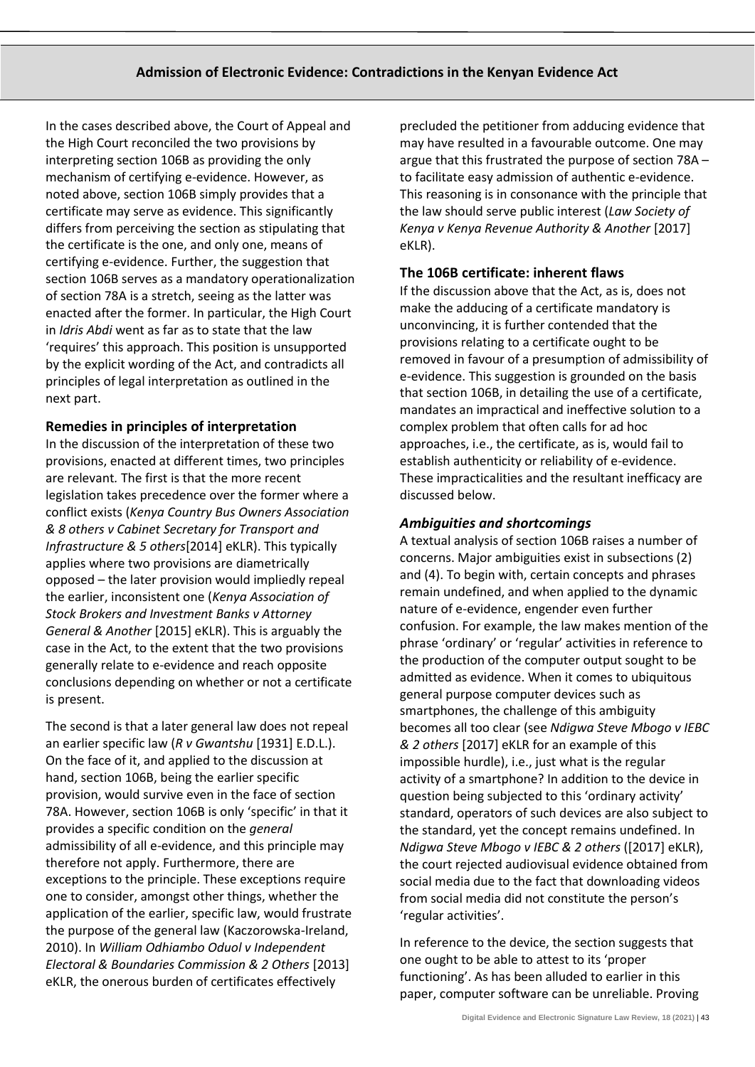In the cases described above, the Court of Appeal and the High Court reconciled the two provisions by interpreting section 106B as providing the only mechanism of certifying e-evidence. However, as noted above, section 106B simply provides that a certificate may serve as evidence. This significantly differs from perceiving the section as stipulating that the certificate is the one, and only one, means of certifying e-evidence. Further, the suggestion that section 106B serves as a mandatory operationalization of section 78A is a stretch, seeing as the latter was enacted after the former. In particular, the High Court in *Idris Abdi* went as far as to state that the law 'requires' this approach. This position is unsupported by the explicit wording of the Act, and contradicts all principles of legal interpretation as outlined in the next part.

### Remedies in principles of interpretation

In the discussion of the interpretation of these two provisions, enacted at different times, two principles are relevant. The first is that the more recent legislation takes precedence over the former where a conflict exists (*Kenya Country Bus Owners Association & 8 others v Cabinet Secretary for Transport and Infrastructure & 5 others*[2014] eKLR). This typically applies where two provisions are diametrically opposed – the later provision would impliedly repeal the earlier, inconsistent one (*Kenya Association of Stock Brokers and Investment Banks v Attorney General & Another* [2015] eKLR). This is arguably the case in the Act, to the extent that the two provisions generally relate to e-evidence and reach opposite conclusions depending on whether or not a certificate is present.

The second is that a later general law does not repeal an earlier specific law (*R v Gwantshu* [1931] E.D.L.). On the face of it, and applied to the discussion at hand, section 106B, being the earlier specific provision, would survive even in the face of section 78A. However, section 106B is only 'specific' in that it provides a specific condition on the *general* admissibility of all e-evidence, and this principle may therefore not apply. Furthermore, there are exceptions to the principle. These exceptions require one to consider, amongst other things, whether the application of the earlier, specific law, would frustrate the purpose of the general law (Kaczorowska-Ireland, 2010). In *William Odhiambo Oduol v Independent Electoral & Boundaries Commission & 2 Others* [2013] eKLR, the onerous burden of certificates effectively precluded the petitioner from adducing evidence that may have resulted in a favourable outcome. One may argue that this frustrated the purpose of section 78A – to facilitate easy admission of authentic e-evidence. This reasoning is in consonance with the principle that the law should serve public interest (*Law Society of Kenya v Kenya Revenue Authority & Another* [2017] eKLR).

### The 106B certificate: inherent flaws

If the discussion above that the Act, as is, does not make the adducing of a certificate mandatory is unconvincing, it is further contended that the provisions relating to a certificate ought to be removed in favour of a presumption of admissibility of e-evidence. This suggestion is grounded on the basis that section 106B, in detailing the use of a certificate, mandates an impractical and ineffective solution to a complex problem that often calls for ad hoc approaches, i.e., the certificate, as is, would fail to establish authenticity or reliability of e-evidence. These impracticalities and the resultant inefficacy are discussed below.

#### *Ambiguities and shortcomings*

A textual analysis of section 106B raises a number of concerns. Major ambiguities exist in subsections (2) and (4). To begin with, certain concepts and phrases remain undefined, and when applied to the dynamic nature of e-evidence, engender even further confusion. For example, the law makes mention of the phrase 'ordinary' or 'regular' activities in reference to the production of the computer output sought to be admitted as evidence. When it comes to ubiquitous general purpose computer devices such as smartphones, the challenge of this ambiguity becomes all too clear (see *Ndigwa Steve Mbogo v IEBC & 2 others* [2017] eKLR for an example of this impossible hurdle), i.e., just what is the regular activity of a smartphone? In addition to the device in question being subjected to this 'ordinary activity' standard, operators of such devices are also subject to the standard, yet the concept remains undefined. In *Ndigwa Steve Mbogo v IEBC & 2 others* ([2017] eKLR), the court rejected audiovisual evidence obtained from social media due to the fact that downloading videos from social media did not constitute the person's 'regular activities'.

In reference to the device, the section suggests that one ought to be able to attest to its 'proper functioning'. As has been alluded to earlier in this paper, computer software can be unreliable. Proving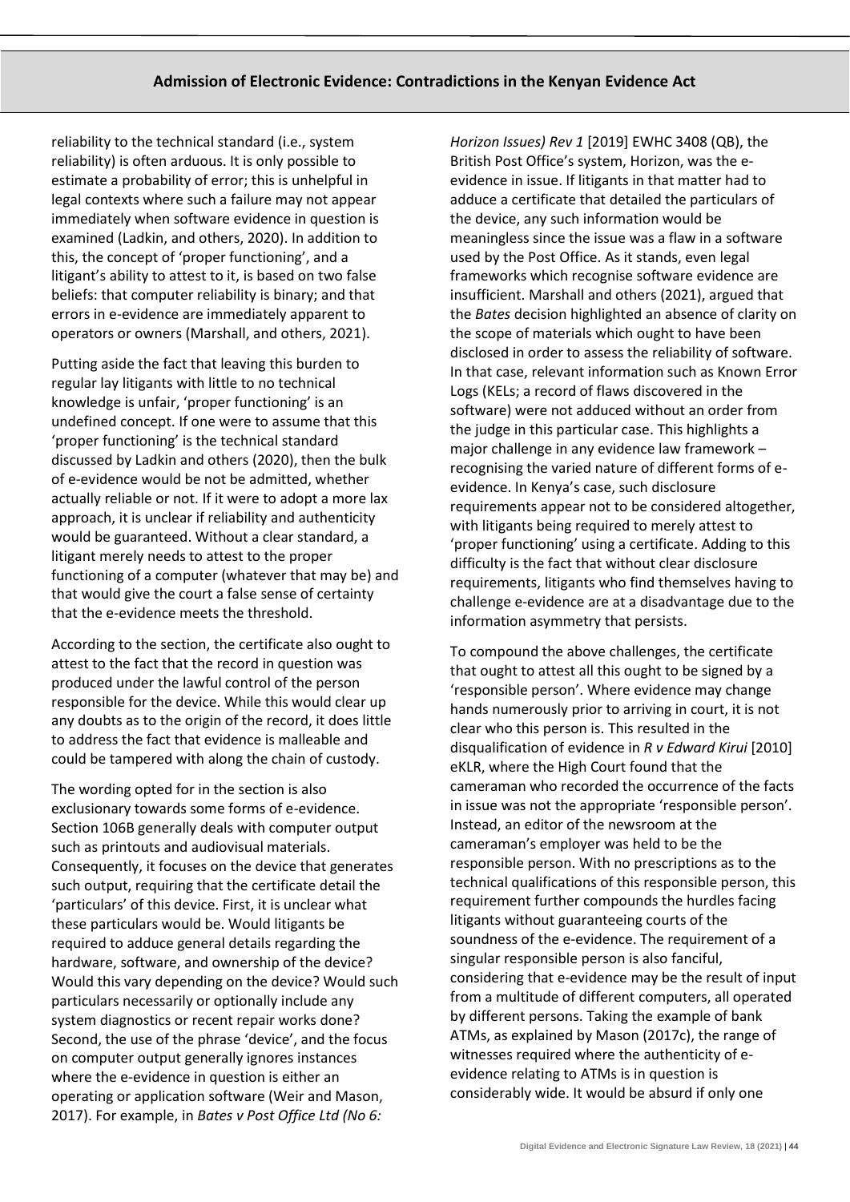reliability to the technical standard (i.e., system reliability) is often arduous. It is only possible to estimate a probability of error; this is unhelpful in legal contexts where such a failure may not appear immediately when software evidence in question is examined (Ladkin, and others, 2020). In addition to this, the concept of 'proper functioning', and a litigant's ability to attest to it, is based on two false beliefs: that computer reliability is binary; and that errors in e-evidence are immediately apparent to operators or owners (Marshall, and others, 2021).

Putting aside the fact that leaving this burden to regular lay litigants with little to no technical knowledge is unfair, 'proper functioning' is an undefined concept. If one were to assume that this 'proper functioning' is the technical standard discussed by Ladkin and others (2020), then the bulk of e-evidence would be not be admitted, whether actually reliable or not. If it were to adopt a more lax approach, it is unclear if reliability and authenticity would be guaranteed. Without a clear standard, a litigant merely needs to attest to the proper functioning of a computer (whatever that may be) and that would give the court a false sense of certainty that the e-evidence meets the threshold.

According to the section, the certificate also ought to attest to the fact that the record in question was produced under the lawful control of the person responsible for the device. While this would clear up any doubts as to the origin of the record, it does little to address the fact that evidence is malleable and could be tampered with along the chain of custody.

The wording opted for in the section is also exclusionary towards some forms of e-evidence. Section 106B generally deals with computer output such as printouts and audiovisual materials. Consequently, it focuses on the device that generates such output, requiring that the certificate detail the 'particulars' of this device. First, it is unclear what these particulars would be. Would litigants be required to adduce general details regarding the hardware, software, and ownership of the device? Would this vary depending on the device? Would such particulars necessarily or optionally include any system diagnostics or recent repair works done? Second, the use of the phrase 'device', and the focus on computer output generally ignores instances where the e-evidence in question is either an operating or application software (Weir and Mason, 2017). For example, in *Bates v Post Office Ltd (No 6: Horizon Issues) Rev 1* [2019] EWHC 3408 (QB), the British Post Office's system, Horizon, was the e-evidence in issue. If litigants in that matter had to adduce a certificate that detailed the particulars of the device, any such information would be meaningless since the issue was a flaw in a software used by the Post Office. As it stands, even legal frameworks which recognise software evidence are insufficient. Marshall and others (2021), argued that the *Bates* decision highlighted an absence of clarity on the scope of materials which ought to have been disclosed in order to assess the reliability of software. In that case, relevant information such as Known Error Logs (KELs; a record of flaws discovered in the software) were not adduced without an order from the judge in this particular case. This highlights a major challenge in any evidence law framework – recognising the varied nature of different forms of e-evidence. In Kenya's case, such disclosure requirements appear not to be considered altogether, with litigants being required to merely attest to 'proper functioning' using a certificate. Adding to this difficulty is the fact that without clear disclosure requirements, litigants who find themselves having to challenge e-evidence are at a disadvantage due to the information asymmetry that persists.

To compound the above challenges, the certificate that ought to attest all this ought to be signed by a 'responsible person'. Where evidence may change hands numerously prior to arriving in court, it is not clear who this person is. This resulted in the disqualification of evidence in *R v Edward Kirui* [2010] eKLR, where the High Court found that the cameraman who recorded the occurrence of the facts in issue was not the appropriate 'responsible person'. Instead, an editor of the newsroom at the cameraman's employer was held to be the responsible person. With no prescriptions as to the technical qualifications of this responsible person, this requirement further compounds the hurdles facing litigants without guaranteeing courts of the soundness of the e-evidence. The requirement of a singular responsible person is also fanciful, considering that e-evidence may be the result of input from a multitude of different computers, all operated by different persons. Taking the example of bank ATMs, as explained by Mason (2017c), the range of witnesses required where the authenticity of e-evidence relating to ATMs is in question is considerably wide. It would be absurd if only one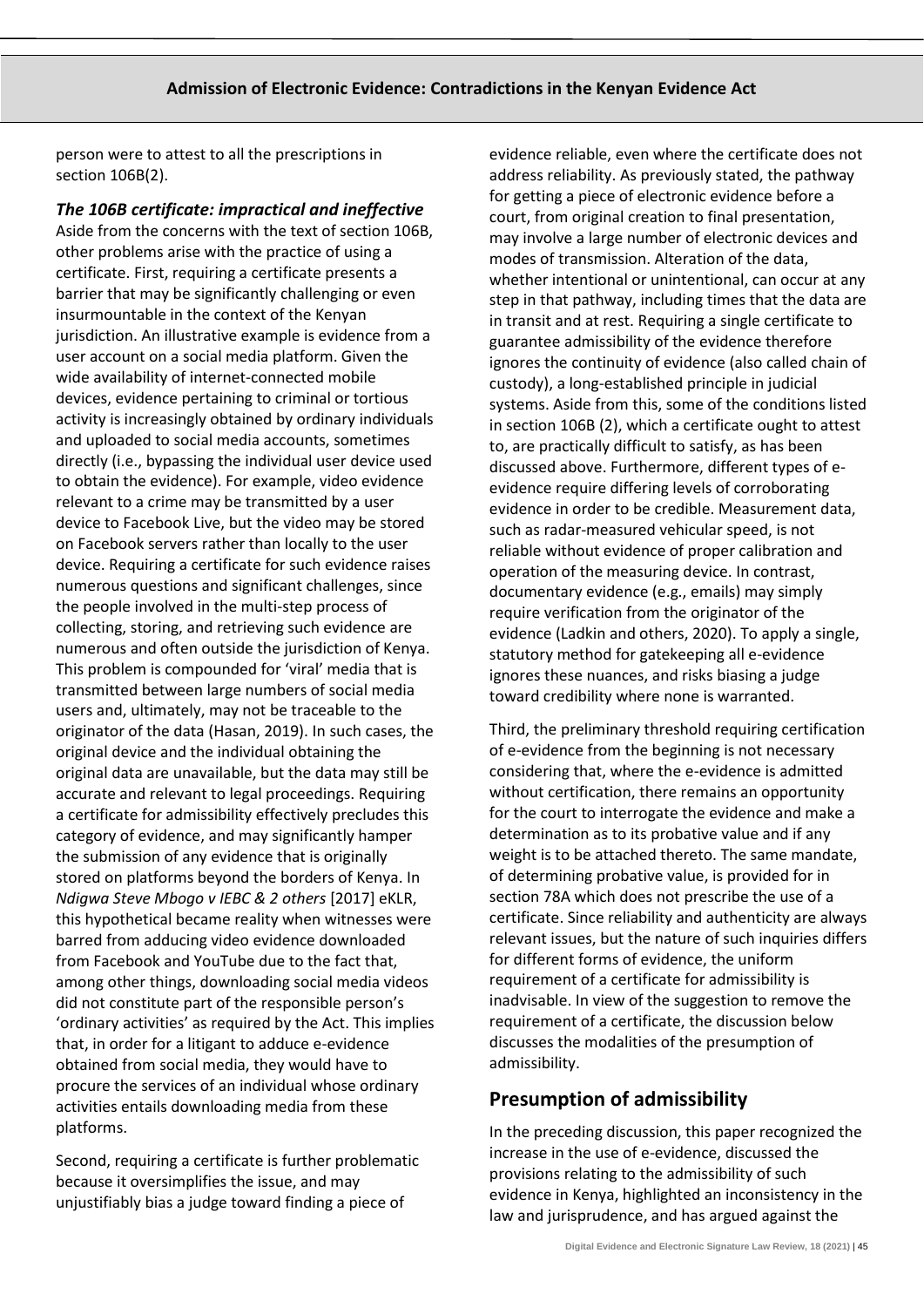person were to attest to all the prescriptions in section 106B(2).

### *The 106B certificate: impractical and ineffective*

Aside from the concerns with the text of section 106B, other problems arise with the practice of using a certificate. First, requiring a certificate presents a barrier that may be significantly challenging or even insurmountable in the context of the Kenyan jurisdiction. An illustrative example is evidence from a user account on a social media platform. Given the wide availability of internet-connected mobile devices, evidence pertaining to criminal or tortious activity is increasingly obtained by ordinary individuals and uploaded to social media accounts, sometimes directly (i.e., bypassing the individual user device used to obtain the evidence). For example, video evidence relevant to a crime may be transmitted by a user device to Facebook Live, but the video may be stored on Facebook servers rather than locally to the user device. Requiring a certificate for such evidence raises numerous questions and significant challenges, since the people involved in the multi-step process of collecting, storing, and retrieving such evidence are numerous and often outside the jurisdiction of Kenya. This problem is compounded for 'viral' media that is transmitted between large numbers of social media users and, ultimately, may not be traceable to the originator of the data (Hasan, 2019). In such cases, the original device and the individual obtaining the original data are unavailable, but the data may still be accurate and relevant to legal proceedings. Requiring a certificate for admissibility effectively precludes this category of evidence, and may significantly hamper the submission of any evidence that is originally stored on platforms beyond the borders of Kenya. In *Ndigwa Steve Mbogo v IEBC & 2 others* [2017] eKLR, this hypothetical became reality when witnesses were barred from adducing video evidence downloaded from Facebook and YouTube due to the fact that, among other things, downloading social media videos did not constitute part of the responsible person's 'ordinary activities' as required by the Act. This implies that, in order for a litigant to adduce e-evidence obtained from social media, they would have to procure the services of an individual whose ordinary activities entails downloading media from these platforms.

Second, requiring a certificate is further problematic because it oversimplifies the issue, and may unjustifiably bias a judge toward finding a piece of evidence reliable, even where the certificate does not address reliability. As previously stated, the pathway for getting a piece of electronic evidence before a court, from original creation to final presentation, may involve a large number of electronic devices and modes of transmission. Alteration of the data, whether intentional or unintentional, can occur at any step in that pathway, including times that the data are in transit and at rest. Requiring a single certificate to guarantee admissibility of the evidence therefore ignores the continuity of evidence (also called chain of custody), a long-established principle in judicial systems. Aside from this, some of the conditions listed in section 106B (2), which a certificate ought to attest to, are practically difficult to satisfy, as has been discussed above. Furthermore, different types of e-evidence require differing levels of corroborating evidence in order to be credible. Measurement data, such as radar-measured vehicular speed, is not reliable without evidence of proper calibration and operation of the measuring device. In contrast, documentary evidence (e.g., emails) may simply require verification from the originator of the evidence (Ladkin and others, 2020). To apply a single, statutory method for gatekeeping all e-evidence ignores these nuances, and risks biasing a judge toward credibility where none is warranted.

Third, the preliminary threshold requiring certification of e-evidence from the beginning is not necessary considering that, where the e-evidence is admitted without certification, there remains an opportunity for the court to interrogate the evidence and make a determination as to its probative value and if any weight is to be attached thereto. The same mandate, of determining probative value, is provided for in section 78A which does not prescribe the use of a certificate. Since reliability and authenticity are always relevant issues, but the nature of such inquiries differs for different forms of evidence, the uniform requirement of a certificate for admissibility is inadvisable. In view of the suggestion to remove the requirement of a certificate, the discussion below discusses the modalities of the presumption of admissibility.

## Presumption of admissibility

In the preceding discussion, this paper recognized the increase in the use of e-evidence, discussed the provisions relating to the admissibility of such evidence in Kenya, highlighted an inconsistency in the law and jurisprudence, and has argued against the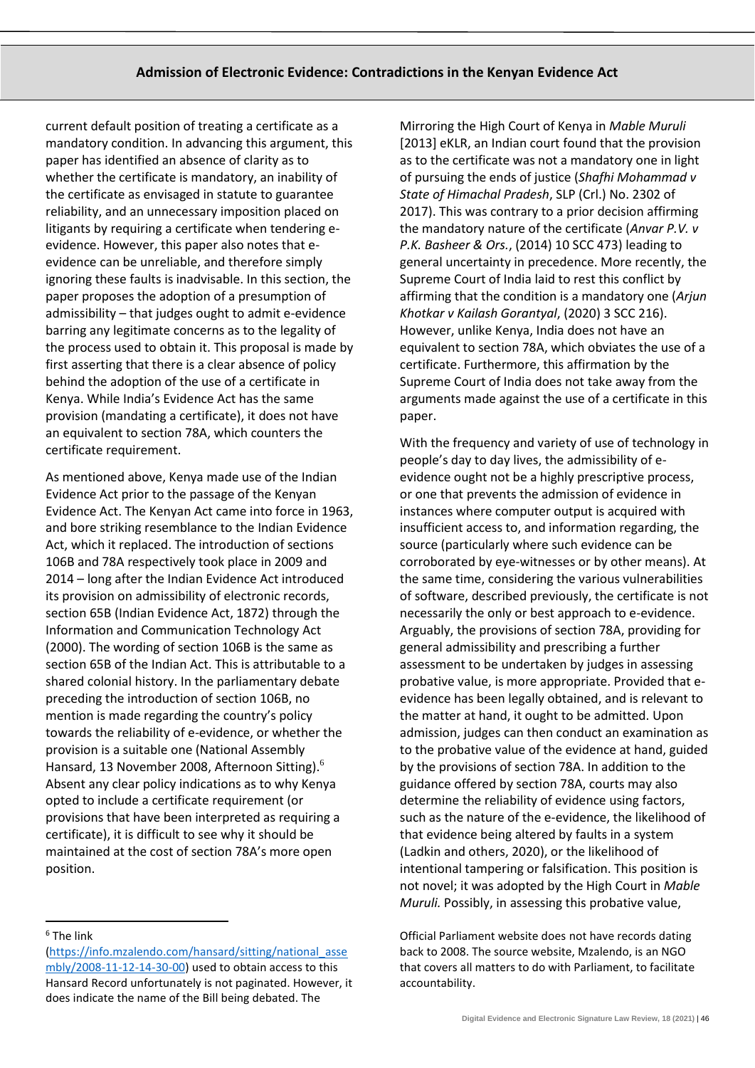current default position of treating a certificate as a mandatory condition. In advancing this argument, this paper has identified an absence of clarity as to whether the certificate is mandatory, an inability of the certificate as envisaged in statute to guarantee reliability, and an unnecessary imposition placed on litigants by requiring a certificate when tendering e-evidence. However, this paper also notes that e-evidence can be unreliable, and therefore simply ignoring these faults is inadvisable. In this section, the paper proposes the adoption of a presumption of admissibility – that judges ought to admit e-evidence barring any legitimate concerns as to the legality of the process used to obtain it. This proposal is made by first asserting that there is a clear absence of policy behind the adoption of the use of a certificate in Kenya. While India's Evidence Act has the same provision (mandating a certificate), it does not have an equivalent to section 78A, which counters the certificate requirement.

As mentioned above, Kenya made use of the Indian Evidence Act prior to the passage of the Kenyan Evidence Act. The Kenyan Act came into force in 1963, and bore striking resemblance to the Indian Evidence Act, which it replaced. The introduction of sections 106B and 78A respectively took place in 2009 and 2014 – long after the Indian Evidence Act introduced its provision on admissibility of electronic records, section 65B (Indian Evidence Act, 1872) through the Information and Communication Technology Act (2000). The wording of section 106B is the same as section 65B of the Indian Act. This is attributable to a shared colonial history. In the parliamentary debate preceding the introduction of section 106B, no mention is made regarding the country's policy towards the reliability of e-evidence, or whether the provision is a suitable one (National Assembly Hansard, 13 November 2008, Afternoon Sitting).[6] Absent any clear policy indications as to why Kenya opted to include a certificate requirement (or provisions that have been interpreted as requiring a certificate), it is difficult to see why it should be maintained at the cost of section 78A's more open position.

Mirroring the High Court of Kenya in *Mable Muruli* [2013] eKLR, an Indian court found that the provision as to the certificate was not a mandatory one in light of pursuing the ends of justice (*Shafhi Mohammad v State of Himachal Pradesh*, SLP (Crl.) No. 2302 of 2017). This was contrary to a prior decision affirming the mandatory nature of the certificate (*Anvar P.V. v P.K. Basheer & Ors.*, (2014) 10 SCC 473) leading to general uncertainty in precedence. More recently, the Supreme Court of India laid to rest this conflict by affirming that the condition is a mandatory one (*Arjun Khotkar v Kailash Gorantyal*, (2020) 3 SCC 216). However, unlike Kenya, India does not have an equivalent to section 78A, which obviates the use of a certificate. Furthermore, this affirmation by the Supreme Court of India does not take away from the arguments made against the use of a certificate in this paper.

With the frequency and variety of use of technology in people's day to day lives, the admissibility of e-evidence ought not be a highly prescriptive process, or one that prevents the admission of evidence in instances where computer output is acquired with insufficient access to, and information regarding, the source (particularly where such evidence can be corroborated by eye-witnesses or by other means). At the same time, considering the various vulnerabilities of software, described previously, the certificate is not necessarily the only or best approach to e-evidence. Arguably, the provisions of section 78A, providing for general admissibility and prescribing a further assessment to be undertaken by judges in assessing probative value, is more appropriate. Provided that e-evidence has been legally obtained, and is relevant to the matter at hand, it ought to be admitted. Upon admission, judges can then conduct an examination as to the probative value of the evidence at hand, guided by the provisions of section 78A. In addition to the guidance offered by section 78A, courts may also determine the reliability of evidence using factors, such as the nature of the e-evidence, the likelihood of that evidence being altered by faults in a system (Ladkin and others, 2020), or the likelihood of intentional tampering or falsification. This position is not novel; it was adopted by the High Court in *Mable Muruli.* Possibly, in assessing this probative value,

---

[6] The link (https://info.mzalendo.com/hansard/sitting/national_assembly/2008-11-12-14-30-00) used to obtain access to this Hansard Record unfortunately is not paginated. However, it does indicate the name of the Bill being debated. The Official Parliament website does not have records dating back to 2008. The source website, Mzalendo, is an NGO that covers all matters to do with Parliament, to facilitate accountability.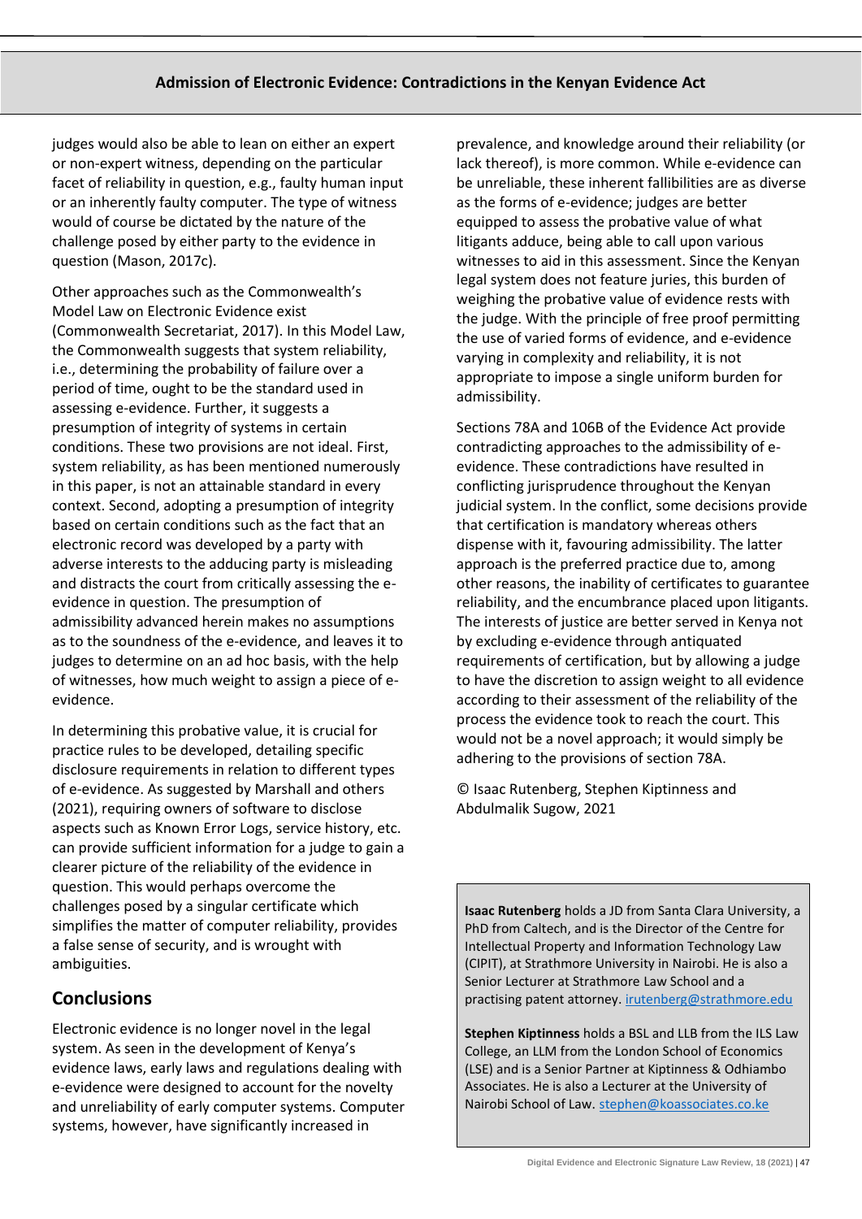judges would also be able to lean on either an expert or non-expert witness, depending on the particular facet of reliability in question, e.g., faulty human input or an inherently faulty computer. The type of witness would of course be dictated by the nature of the challenge posed by either party to the evidence in question (Mason, 2017c).

Other approaches such as the Commonwealth's Model Law on Electronic Evidence exist (Commonwealth Secretariat, 2017). In this Model Law, the Commonwealth suggests that system reliability, i.e., determining the probability of failure over a period of time, ought to be the standard used in assessing e-evidence. Further, it suggests a presumption of integrity of systems in certain conditions. These two provisions are not ideal. First, system reliability, as has been mentioned numerously in this paper, is not an attainable standard in every context. Second, adopting a presumption of integrity based on certain conditions such as the fact that an electronic record was developed by a party with adverse interests to the adducing party is misleading and distracts the court from critically assessing the e-evidence in question. The presumption of admissibility advanced herein makes no assumptions as to the soundness of the e-evidence, and leaves it to judges to determine on an ad hoc basis, with the help of witnesses, how much weight to assign a piece of e-evidence.

In determining this probative value, it is crucial for practice rules to be developed, detailing specific disclosure requirements in relation to different types of e-evidence. As suggested by Marshall and others (2021), requiring owners of software to disclose aspects such as Known Error Logs, service history, etc. can provide sufficient information for a judge to gain a clearer picture of the reliability of the evidence in question. This would perhaps overcome the challenges posed by a singular certificate which simplifies the matter of computer reliability, provides a false sense of security, and is wrought with ambiguities.

## Conclusions

Electronic evidence is no longer novel in the legal system. As seen in the development of Kenya's evidence laws, early laws and regulations dealing with e-evidence were designed to account for the novelty and unreliability of early computer systems. Computer systems, however, have significantly increased in prevalence, and knowledge around their reliability (or lack thereof), is more common. While e-evidence can be unreliable, these inherent fallibilities are as diverse as the forms of e-evidence; judges are better equipped to assess the probative value of what litigants adduce, being able to call upon various witnesses to aid in this assessment. Since the Kenyan legal system does not feature juries, this burden of weighing the probative value of evidence rests with the judge. With the principle of free proof permitting the use of varied forms of evidence, and e-evidence varying in complexity and reliability, it is not appropriate to impose a single uniform burden for admissibility.

Sections 78A and 106B of the Evidence Act provide contradicting approaches to the admissibility of e-evidence. These contradictions have resulted in conflicting jurisprudence throughout the Kenyan judicial system. In the conflict, some decisions provide that certification is mandatory whereas others dispense with it, favouring admissibility. The latter approach is the preferred practice due to, among other reasons, the inability of certificates to guarantee reliability, and the encumbrance placed upon litigants. The interests of justice are better served in Kenya not by excluding e-evidence through antiquated requirements of certification, but by allowing a judge to have the discretion to assign weight to all evidence according to their assessment of the reliability of the process the evidence took to reach the court. This would not be a novel approach; it would simply be adhering to the provisions of section 78A.

© Isaac Rutenberg, Stephen Kiptinness and Abdulmalik Sugow, 2021

**Isaac Rutenberg** holds a JD from Santa Clara University, a PhD from Caltech, and is the Director of the Centre for Intellectual Property and Information Technology Law (CIPIT), at Strathmore University in Nairobi. He is also a Senior Lecturer at Strathmore Law School and a practising patent attorney. irutenberg@strathmore.edu

**Stephen Kiptinness** holds a BSL and LLB from the ILS Law College, an LLM from the London School of Economics (LSE) and is a Senior Partner at Kiptinness & Odhiambo Associates. He is also a Lecturer at the University of Nairobi School of Law. stephen@koassociates.co.ke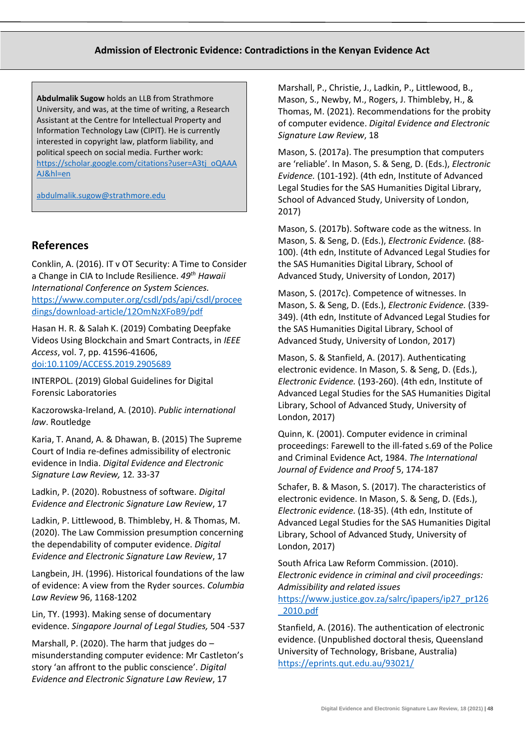**Abdulmalik Sugow** holds an LLB from Strathmore University, and was, at the time of writing, a Research Assistant at the Centre for Intellectual Property and Information Technology Law (CIPIT). He is currently interested in copyright law, platform liability, and political speech on social media. Further work: https://scholar.google.com/citations?user=A3tj_oQAAAAJ&hl=en

abdulmalik.sugow@strathmore.edu

## References

Conklin, A. (2016). IT v OT Security: A Time to Consider a Change in CIA to Include Resilience. *49th Hawaii International Conference on System Sciences.* https://www.computer.org/csdl/pds/api/csdl/proceedings/download-article/12OmNzXFoB9/pdf

Hasan H. R. & Salah K. (2019) Combating Deepfake Videos Using Blockchain and Smart Contracts, in *IEEE Access*, vol. 7, pp. 41596-41606, doi:10.1109/ACCESS.2019.2905689

INTERPOL. (2019) Global Guidelines for Digital Forensic Laboratories

Kaczorowska-Ireland, A. (2010). *Public international law*. Routledge

Karia, T. Anand, A. & Dhawan, B. (2015) The Supreme Court of India re-defines admissibility of electronic evidence in India. *Digital Evidence and Electronic Signature Law Review,* 12. 33-37

Ladkin, P. (2020). Robustness of software. *Digital Evidence and Electronic Signature Law Review*, 17

Ladkin, P. Littlewood, B. Thimbleby, H. & Thomas, M. (2020). The Law Commission presumption concerning the dependability of computer evidence. *Digital Evidence and Electronic Signature Law Review*, 17

Langbein, JH. (1996). Historical foundations of the law of evidence: A view from the Ryder sources. *Columbia Law Review* 96, 1168-1202

Lin, TY. (1993). Making sense of documentary evidence. *Singapore Journal of Legal Studies,* 504 -537

Marshall, P. (2020). The harm that judges do – misunderstanding computer evidence: Mr Castleton's story 'an affront to the public conscience'. *Digital Evidence and Electronic Signature Law Review*, 17

Marshall, P., Christie, J., Ladkin, P., Littlewood, B., Mason, S., Newby, M., Rogers, J. Thimbleby, H., & Thomas, M. (2021). Recommendations for the probity of computer evidence. *Digital Evidence and Electronic Signature Law Review*, 18

Mason, S. (2017a). The presumption that computers are 'reliable'. In Mason, S. & Seng, D. (Eds.), *Electronic Evidence.* (101-192). (4th edn, Institute of Advanced Legal Studies for the SAS Humanities Digital Library, School of Advanced Study, University of London, 2017)

Mason, S. (2017b). Software code as the witness. In Mason, S. & Seng, D. (Eds.), *Electronic Evidence.* (88-100). (4th edn, Institute of Advanced Legal Studies for the SAS Humanities Digital Library, School of Advanced Study, University of London, 2017)

Mason, S. (2017c). Competence of witnesses. In Mason, S. & Seng, D. (Eds.), *Electronic Evidence.* (339-349). (4th edn, Institute of Advanced Legal Studies for the SAS Humanities Digital Library, School of Advanced Study, University of London, 2017)

Mason, S. & Stanfield, A. (2017). Authenticating electronic evidence. In Mason, S. & Seng, D. (Eds.), *Electronic Evidence.* (193-260). (4th edn, Institute of Advanced Legal Studies for the SAS Humanities Digital Library, School of Advanced Study, University of London, 2017)

Quinn, K. (2001). Computer evidence in criminal proceedings: Farewell to the ill-fated s.69 of the Police and Criminal Evidence Act, 1984. *The International Journal of Evidence and Proof* 5, 174-187

Schafer, B. & Mason, S. (2017). The characteristics of electronic evidence. In Mason, S. & Seng, D. (Eds.), *Electronic evidence.* (18-35). (4th edn, Institute of Advanced Legal Studies for the SAS Humanities Digital Library, School of Advanced Study, University of London, 2017)

South Africa Law Reform Commission. (2010). *Electronic evidence in criminal and civil proceedings: Admissibility and related issues* https://www.justice.gov.za/salrc/ipapers/ip27_pr126_2010.pdf

Stanfield, A. (2016). The authentication of electronic evidence. (Unpublished doctoral thesis, Queensland University of Technology, Brisbane, Australia) https://eprints.qut.edu.au/93021/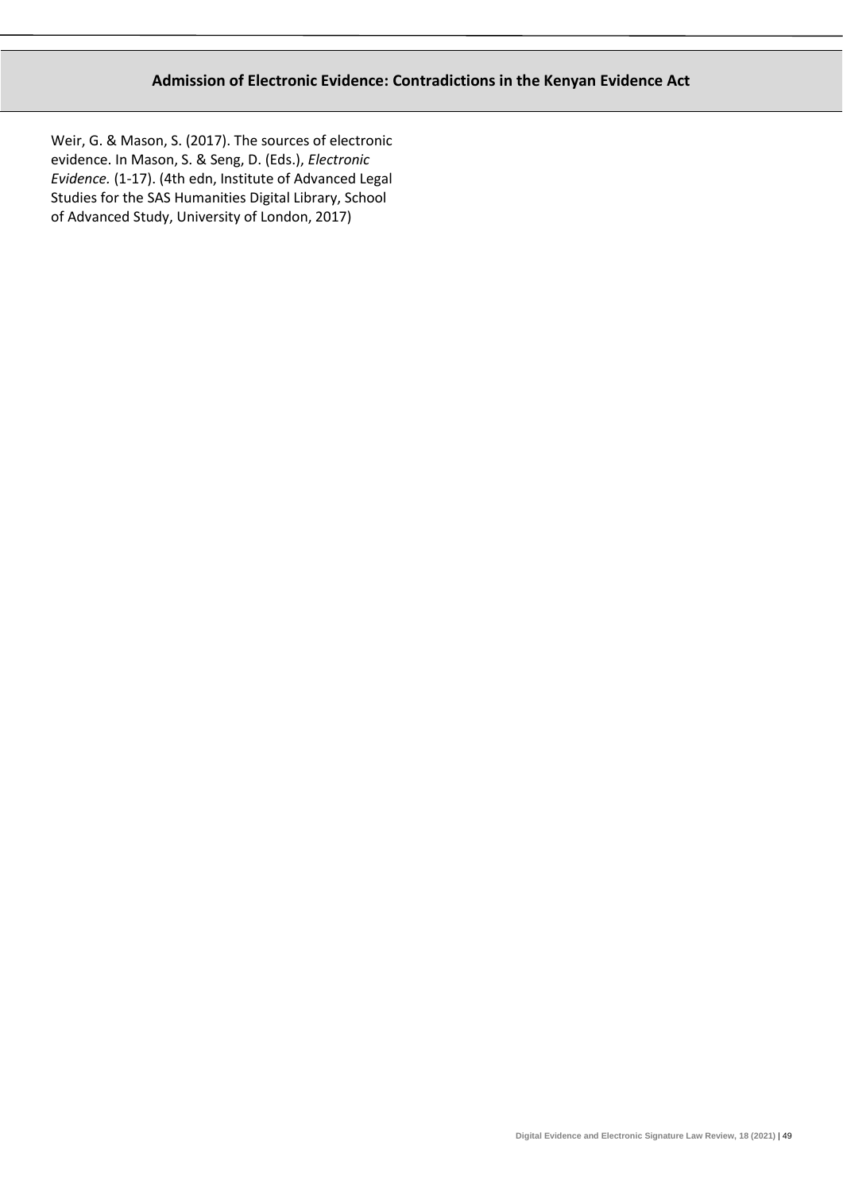Weir, G. & Mason, S. (2017). The sources of electronic evidence. In Mason, S. & Seng, D. (Eds.), *Electronic Evidence.* (1-17). (4th edn, Institute of Advanced Legal Studies for the SAS Humanities Digital Library, School of Advanced Study, University of London, 2017)